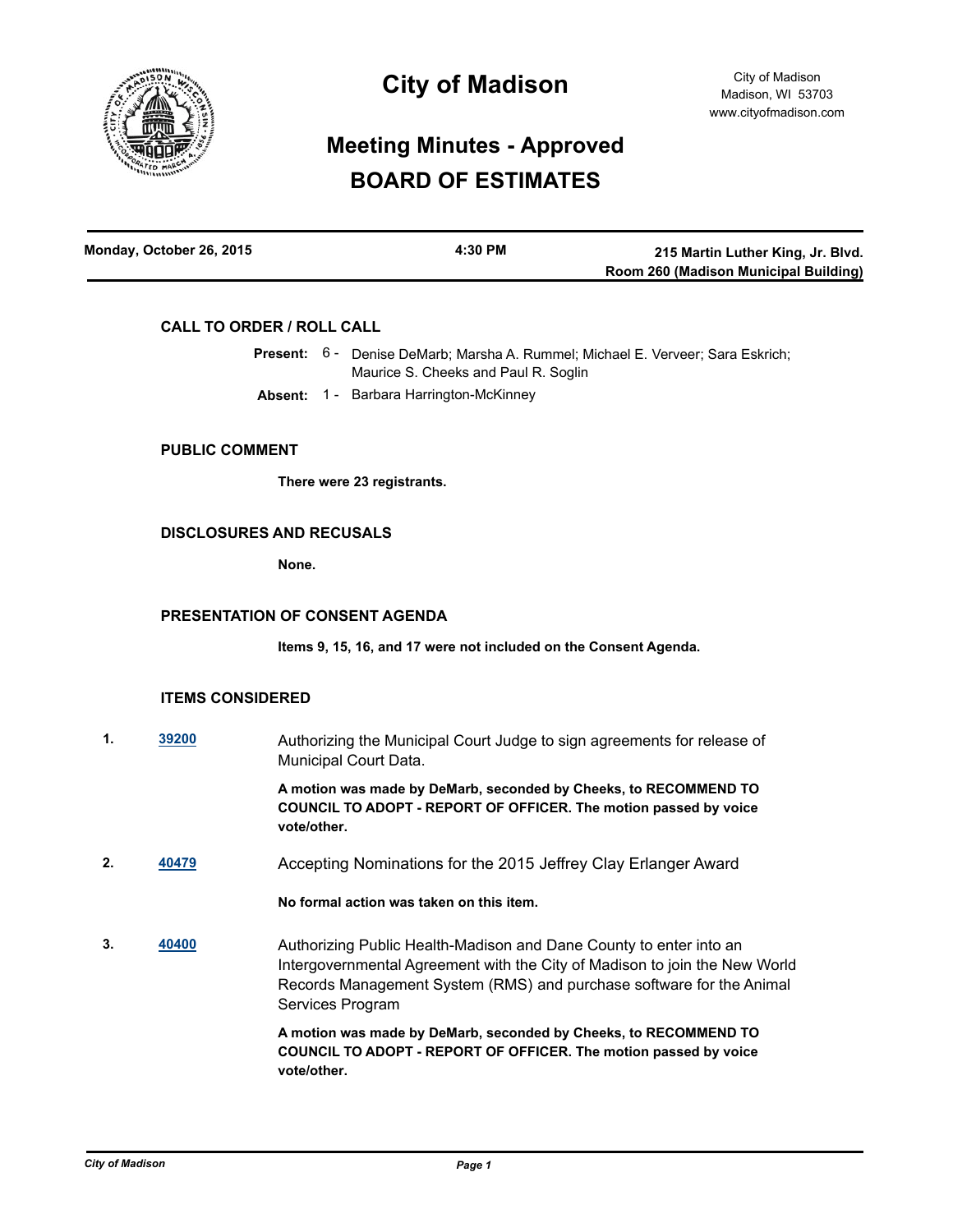# City of Madison

City of Madison
Madison, WI 53703
www.cityofmadison.com

## Meeting Minutes - Approved
## BOARD OF ESTIMATES

**Monday, October 26, 2015** | **4:30 PM** | **215 Martin Luther King, Jr. Blvd. Room 260 (Madison Municipal Building)**

### CALL TO ORDER / ROLL CALL

**Present:** 6 - Denise DeMarb; Marsha A. Rummel; Michael E. Verveer; Sara Eskrich; Maurice S. Cheeks and Paul R. Soglin

**Absent:** 1 - Barbara Harrington-McKinney

### PUBLIC COMMENT

**There were 23 registrants.**

### DISCLOSURES AND RECUSALS

**None.**

### PRESENTATION OF CONSENT AGENDA

**Items 9, 15, 16, and 17 were not included on the Consent Agenda.**

### ITEMS CONSIDERED

**1.** [39200] Authorizing the Municipal Court Judge to sign agreements for release of Municipal Court Data.

**A motion was made by DeMarb, seconded by Cheeks, to RECOMMEND TO COUNCIL TO ADOPT - REPORT OF OFFICER. The motion passed by voice vote/other.**

**2.** [40479] Accepting Nominations for the 2015 Jeffrey Clay Erlanger Award

**No formal action was taken on this item.**

**3.** [40400] Authorizing Public Health-Madison and Dane County to enter into an Intergovernmental Agreement with the City of Madison to join the New World Records Management System (RMS) and purchase software for the Animal Services Program

**A motion was made by DeMarb, seconded by Cheeks, to RECOMMEND TO COUNCIL TO ADOPT - REPORT OF OFFICER. The motion passed by voice vote/other.**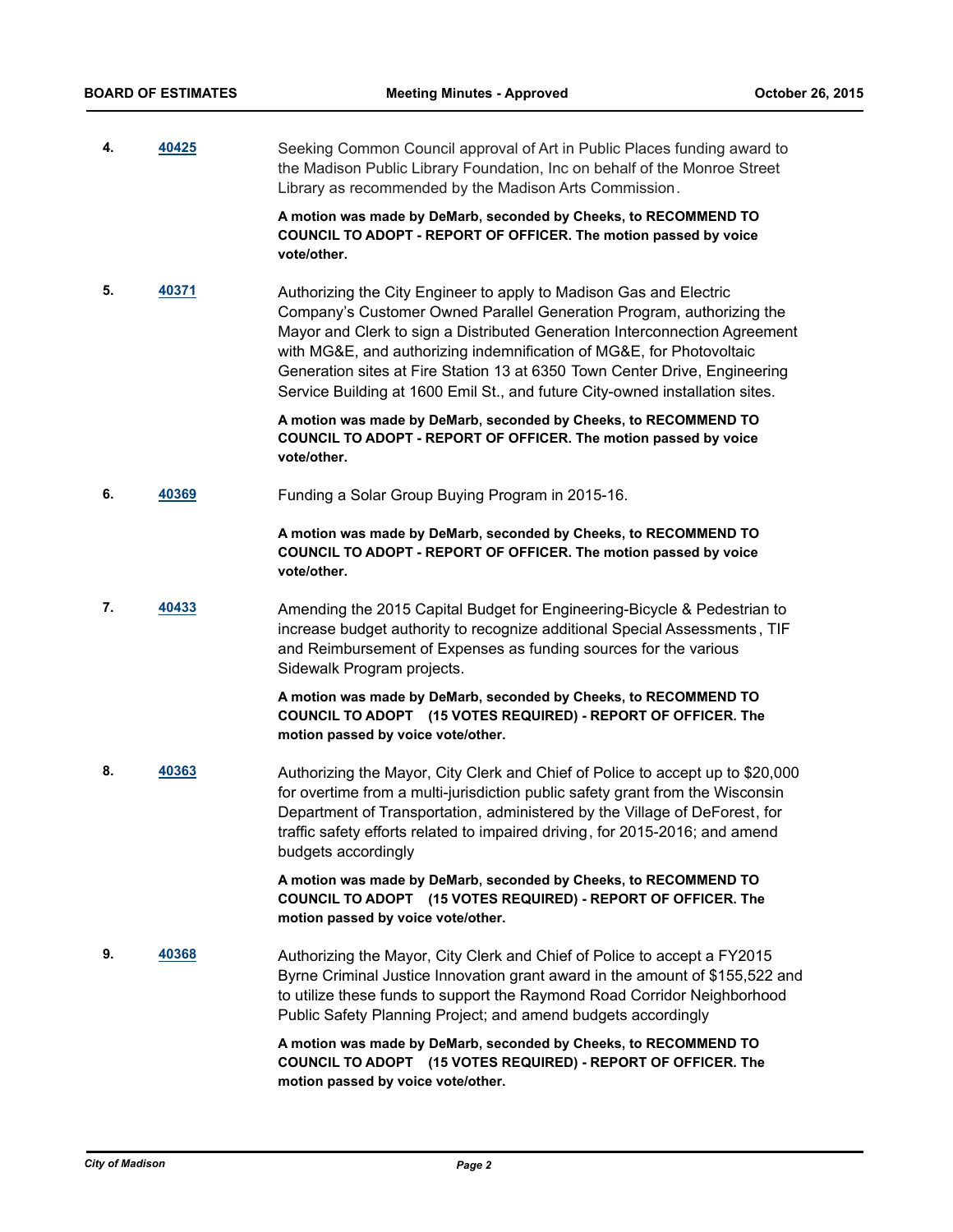**4.** **40425** Seeking Common Council approval of Art in Public Places funding award to the Madison Public Library Foundation, Inc on behalf of the Monroe Street Library as recommended by the Madison Arts Commission.

**A motion was made by DeMarb, seconded by Cheeks, to RECOMMEND TO COUNCIL TO ADOPT - REPORT OF OFFICER. The motion passed by voice vote/other.**

**5.** **40371** Authorizing the City Engineer to apply to Madison Gas and Electric Company's Customer Owned Parallel Generation Program, authorizing the Mayor and Clerk to sign a Distributed Generation Interconnection Agreement with MG&E, and authorizing indemnification of MG&E, for Photovoltaic Generation sites at Fire Station 13 at 6350 Town Center Drive, Engineering Service Building at 1600 Emil St., and future City-owned installation sites.

**A motion was made by DeMarb, seconded by Cheeks, to RECOMMEND TO COUNCIL TO ADOPT - REPORT OF OFFICER. The motion passed by voice vote/other.**

**6.** **40369** Funding a Solar Group Buying Program in 2015-16.

**A motion was made by DeMarb, seconded by Cheeks, to RECOMMEND TO COUNCIL TO ADOPT - REPORT OF OFFICER. The motion passed by voice vote/other.**

**7.** **40433** Amending the 2015 Capital Budget for Engineering-Bicycle & Pedestrian to increase budget authority to recognize additional Special Assessments, TIF and Reimbursement of Expenses as funding sources for the various Sidewalk Program projects.

**A motion was made by DeMarb, seconded by Cheeks, to RECOMMEND TO COUNCIL TO ADOPT (15 VOTES REQUIRED) - REPORT OF OFFICER. The motion passed by voice vote/other.**

**8.** **40363** Authorizing the Mayor, City Clerk and Chief of Police to accept up to $20,000 for overtime from a multi-jurisdiction public safety grant from the Wisconsin Department of Transportation, administered by the Village of DeForest, for traffic safety efforts related to impaired driving, for 2015-2016; and amend budgets accordingly

**A motion was made by DeMarb, seconded by Cheeks, to RECOMMEND TO COUNCIL TO ADOPT (15 VOTES REQUIRED) - REPORT OF OFFICER. The motion passed by voice vote/other.**

**9.** **40368** Authorizing the Mayor, City Clerk and Chief of Police to accept a FY2015 Byrne Criminal Justice Innovation grant award in the amount of $155,522 and to utilize these funds to support the Raymond Road Corridor Neighborhood Public Safety Planning Project; and amend budgets accordingly

**A motion was made by DeMarb, seconded by Cheeks, to RECOMMEND TO COUNCIL TO ADOPT (15 VOTES REQUIRED) - REPORT OF OFFICER. The motion passed by voice vote/other.**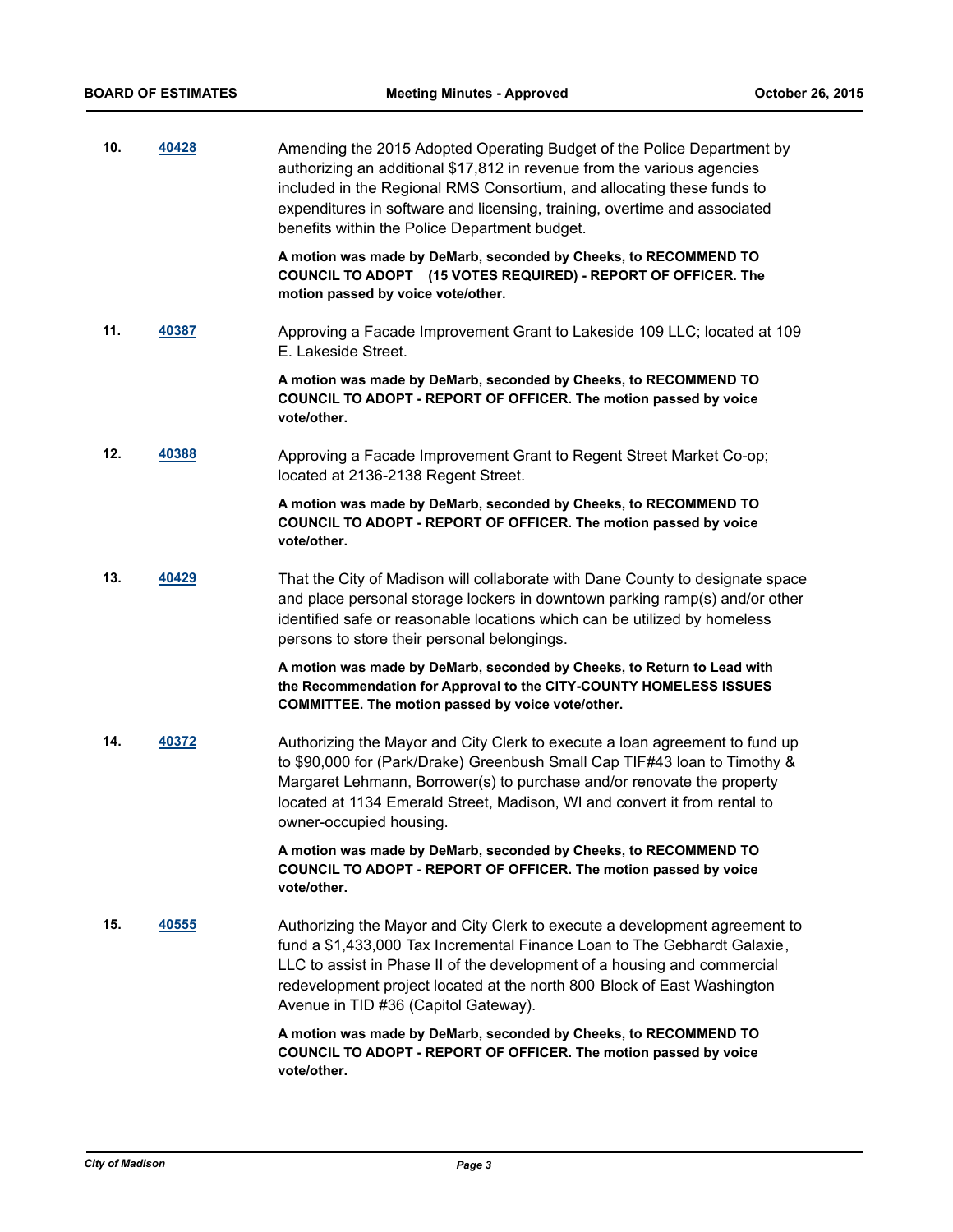**10.** **40428**

Amending the 2015 Adopted Operating Budget of the Police Department by authorizing an additional $17,812 in revenue from the various agencies included in the Regional RMS Consortium, and allocating these funds to expenditures in software and licensing, training, overtime and associated benefits within the Police Department budget.

**A motion was made by DeMarb, seconded by Cheeks, to RECOMMEND TO COUNCIL TO ADOPT (15 VOTES REQUIRED) - REPORT OF OFFICER. The motion passed by voice vote/other.**

**11.** **40387**

Approving a Facade Improvement Grant to Lakeside 109 LLC; located at 109 E. Lakeside Street.

**A motion was made by DeMarb, seconded by Cheeks, to RECOMMEND TO COUNCIL TO ADOPT - REPORT OF OFFICER. The motion passed by voice vote/other.**

**12.** **40388**

Approving a Facade Improvement Grant to Regent Street Market Co-op; located at 2136-2138 Regent Street.

**A motion was made by DeMarb, seconded by Cheeks, to RECOMMEND TO COUNCIL TO ADOPT - REPORT OF OFFICER. The motion passed by voice vote/other.**

**13.** **40429**

That the City of Madison will collaborate with Dane County to designate space and place personal storage lockers in downtown parking ramp(s) and/or other identified safe or reasonable locations which can be utilized by homeless persons to store their personal belongings.

**A motion was made by DeMarb, seconded by Cheeks, to Return to Lead with the Recommendation for Approval to the CITY-COUNTY HOMELESS ISSUES COMMITTEE. The motion passed by voice vote/other.**

**14.** **40372**

Authorizing the Mayor and City Clerk to execute a loan agreement to fund up to $90,000 for (Park/Drake) Greenbush Small Cap TIF#43 loan to Timothy & Margaret Lehmann, Borrower(s) to purchase and/or renovate the property located at 1134 Emerald Street, Madison, WI and convert it from rental to owner-occupied housing.

**A motion was made by DeMarb, seconded by Cheeks, to RECOMMEND TO COUNCIL TO ADOPT - REPORT OF OFFICER. The motion passed by voice vote/other.**

**15.** **40555**

Authorizing the Mayor and City Clerk to execute a development agreement to fund a $1,433,000 Tax Incremental Finance Loan to The Gebhardt Galaxie, LLC to assist in Phase II of the development of a housing and commercial redevelopment project located at the north 800 Block of East Washington Avenue in TID #36 (Capitol Gateway).

**A motion was made by DeMarb, seconded by Cheeks, to RECOMMEND TO COUNCIL TO ADOPT - REPORT OF OFFICER. The motion passed by voice vote/other.**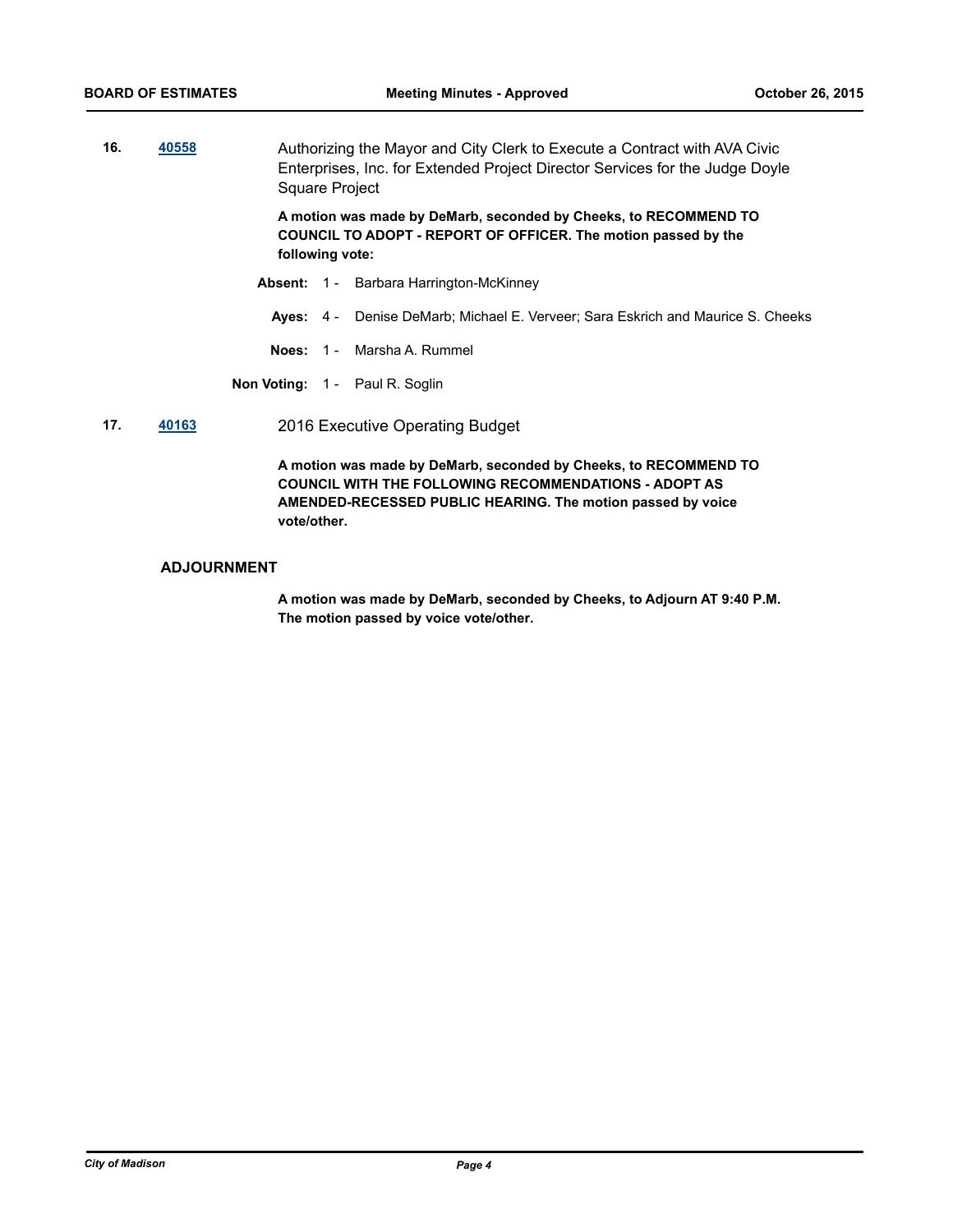16. **40558** Authorizing the Mayor and City Clerk to Execute a Contract with AVA Civic Enterprises, Inc. for Extended Project Director Services for the Judge Doyle Square Project

**A motion was made by DeMarb, seconded by Cheeks, to RECOMMEND TO COUNCIL TO ADOPT - REPORT OF OFFICER. The motion passed by the following vote:**

**Absent:** 1 - Barbara Harrington-McKinney

**Ayes:** 4 - Denise DeMarb; Michael E. Verveer; Sara Eskrich and Maurice S. Cheeks

**Noes:** 1 - Marsha A. Rummel

**Non Voting:** 1 - Paul R. Soglin

17. **40163** 2016 Executive Operating Budget

**A motion was made by DeMarb, seconded by Cheeks, to RECOMMEND TO COUNCIL WITH THE FOLLOWING RECOMMENDATIONS - ADOPT AS AMENDED-RECESSED PUBLIC HEARING. The motion passed by voice vote/other.**

## ADJOURNMENT

**A motion was made by DeMarb, seconded by Cheeks, to Adjourn AT 9:40 P.M. The motion passed by voice vote/other.**